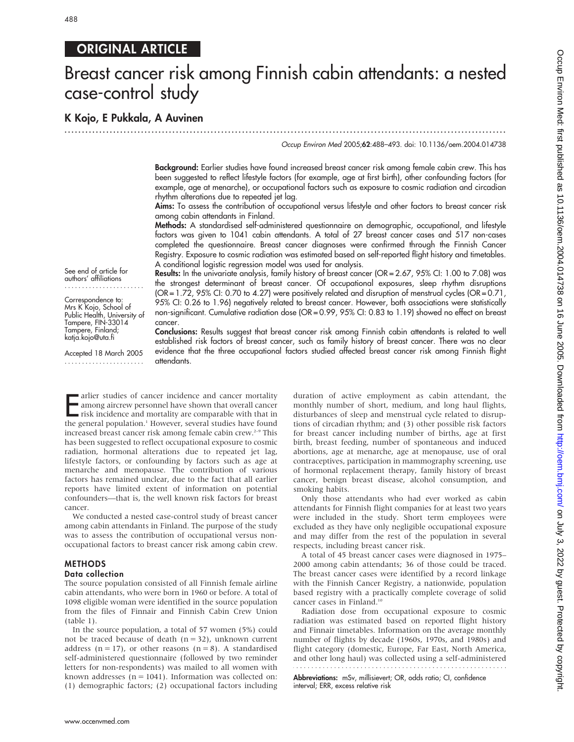ORIGINAL ARTICLE

# Breast cancer risk among Finnish cabin attendants: a nested case-control study

## K Kojo, E Pukkala, A Auvinen

See end of article for authors' affiliations

Correspondence to: Mrs K Kojo, School of Public Health, University of Tampere, FIN-33014 Tampere, Finland; katja.kojo@uta.fi

Accepted 18 March 2005

**Background:** Earlier studies have found increased breast cancer risk among female cabin crew. This has been suggested to reflect lifestyle factors (for example, age at first birth), other confounding factors (for example, age at menarche), or occupational factors such as exposure to cosmic radiation and circadian rhythm alterations due to repeated jet lag.

**Aims:** To assess the contribution of occupational versus lifestyle and other factors to breast cancer risk among cabin attendants in Finland.

**Methods:** A standardised self-administered questionnaire on demographic, occupational, and lifestyle factors was given to 1041 cabin attendants. A total of 27 breast cancer cases and 517 non-cases completed the questionnaire. Breast cancer diagnoses were confirmed through the Finnish Cancer Registry. Exposure to cosmic radiation was estimated based on self-reported flight history and timetables. A conditional logistic regression model was used for analysis.

**Results:** In the univariate analysis, family history of breast cancer (OR = 2.67, 95% CI: 1.00 to 7.08) was the strongest determinant of breast cancer. Of occupational exposures, sleep rhythm disruptions (OR = 1.72, 95% CI: 0.70 to 4.27) were positively related and disruption of menstrual cycles (OR = 0.71, 95% CI: 0.26 to 1.96) negatively related to breast cancer. However, both associations were statistically non-significant. Cumulative radiation dose (OR = 0.99, 95% CI: 0.83 to 1.19) showed no effect on breast cancer.

**Conclusions:** Results suggest that breast cancer risk among Finnish cabin attendants is related to well established risk factors of breast cancer, such as family history of breast cancer. There was no clear evidence that the three occupational factors studied affected breast cancer risk among Finnish flight attendants.

Earlier studies of cancer incidence and cancer mortality among aircrew personnel have shown that overall cancer risk incidence and mortality are comparable with that in the general population.[1] However, several studies have found increased breast cancer risk among female cabin crew.[2–9] This has been suggested to reflect occupational exposure to cosmic radiation, hormonal alterations due to repeated jet lag, lifestyle factors, or confounding by factors such as age at menarche and menopause. The contribution of various factors has remained unclear, due to the fact that all earlier reports have limited extent of information on potential confounders—that is, the well known risk factors for breast cancer.

We conducted a nested case-control study of breast cancer among cabin attendants in Finland. The purpose of the study was to assess the contribution of occupational versus non-occupational factors to breast cancer risk among cabin crew.

## METHODS

### Data collection

The source population consisted of all Finnish female airline cabin attendants, who were born in 1960 or before. A total of 1098 eligible woman were identified in the source population from the files of Finnair and Finnish Cabin Crew Union (table 1).

In the source population, a total of 57 women (5%) could not be traced because of death (n = 32), unknown current address (n = 17), or other reasons (n = 8). A standardised self-administered questionnaire (followed by two reminder letters for non-respondents) was mailed to all women with known addresses (n = 1041). Information was collected on: (1) demographic factors; (2) occupational factors including duration of active employment as cabin attendant, the monthly number of short, medium, and long haul flights, disturbances of sleep and menstrual cycle related to disruptions of circadian rhythm; and (3) other possible risk factors for breast cancer including number of births, age at first birth, breast feeding, number of spontaneous and induced abortions, age at menarche, age at menopause, use of oral contraceptives, participation in mammography screening, use of hormonal replacement therapy, family history of breast cancer, benign breast disease, alcohol consumption, and smoking habits.

Only those attendants who had ever worked as cabin attendants for Finnish flight companies for at least two years were included in the study. Short term employees were excluded as they have only negligible occupational exposure and may differ from the rest of the population in several respects, including breast cancer risk.

A total of 45 breast cancer cases were diagnosed in 1975–2000 among cabin attendants; 36 of those could be traced. The breast cancer cases were identified by a record linkage with the Finnish Cancer Registry, a nationwide, population based registry with a practically complete coverage of solid cancer cases in Finland.[10]

Radiation dose from occupational exposure to cosmic radiation was estimated based on reported flight history and Finnair timetables. Information on the average monthly number of flights by decade (1960s, 1970s, and 1980s) and flight category (domestic, Europe, Far East, North America, and other long haul) was collected using a self-administered

**Abbreviations:** mSv, millisievert; OR, odds ratio; CI, confidence interval; ERR, excess relative risk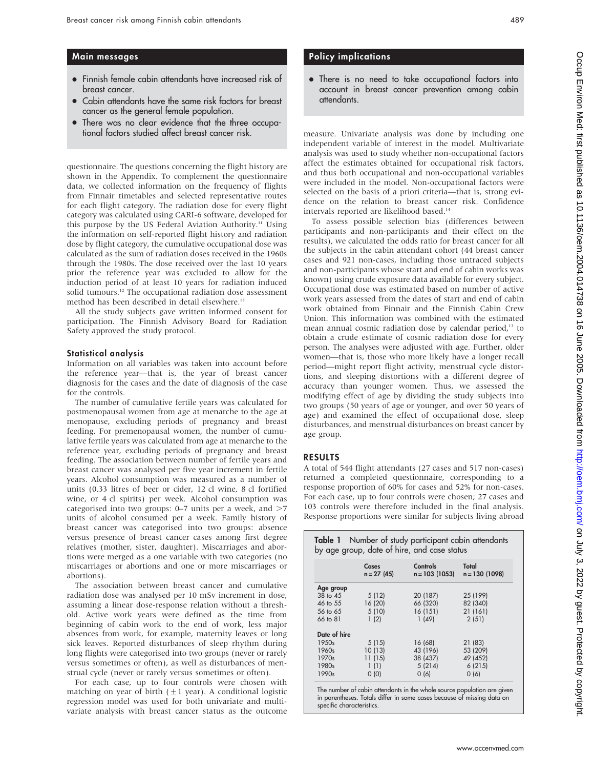## Main messages

- Finnish female cabin attendants have increased risk of breast cancer.
- Cabin attendants have the same risk factors for breast cancer as the general female population.
- There was no clear evidence that the three occupational factors studied affect breast cancer risk.

questionnaire. The questions concerning the flight history are shown in the Appendix. To complement the questionnaire data, we collected information on the frequency of flights from Finnair timetables and selected representative routes for each flight category. The radiation dose for every flight category was calculated using CARI-6 software, developed for this purpose by the US Federal Aviation Authority.[11] Using the information on self-reported flight history and radiation dose by flight category, the cumulative occupational dose was calculated as the sum of radiation doses received in the 1960s through the 1980s. The dose received over the last 10 years prior the reference year was excluded to allow for the induction period of at least 10 years for radiation induced solid tumours.[12] The occupational radiation dose assessment method has been described in detail elsewhere.[13]

All the study subjects gave written informed consent for participation. The Finnish Advisory Board for Radiation Safety approved the study protocol.

### Statistical analysis

Information on all variables was taken into account before the reference year—that is, the year of breast cancer diagnosis for the cases and the date of diagnosis of the case for the controls.

The number of cumulative fertile years was calculated for postmenopausal women from age at menarche to the age at menopause, excluding periods of pregnancy and breast feeding. For premenopausal women, the number of cumulative fertile years was calculated from age at menarche to the reference year, excluding periods of pregnancy and breast feeding. The association between number of fertile years and breast cancer was analysed per five year increment in fertile years. Alcohol consumption was measured as a number of units (0.33 litres of beer or cider, 12 cl wine, 8 cl fortified wine, or 4 cl spirits) per week. Alcohol consumption was categorised into two groups: 0–7 units per a week, and >7 units of alcohol consumed per a week. Family history of breast cancer was categorised into two groups: absence versus presence of breast cancer cases among first degree relatives (mother, sister, daughter). Miscarriages and abortions were merged as a one variable with two categories (no miscarriages or abortions and one or more miscarriages or abortions).

The association between breast cancer and cumulative radiation dose was analysed per 10 mSv increment in dose, assuming a linear dose-response relation without a threshold. Active work years were defined as the time from beginning of cabin work to the end of work, less major absences from work, for example, maternity leaves or long sick leaves. Reported disturbances of sleep rhythm during long flights were categorised into two groups (never or rarely versus sometimes or often), as well as disturbances of menstrual cycle (never or rarely versus sometimes or often).

For each case, up to four controls were chosen with matching on year of birth ($\pm$1 year). A conditional logistic regression model was used for both univariate and multivariate analysis with breast cancer status as the outcome measure. Univariate analysis was done by including one independent variable of interest in the model. Multivariate analysis was used to study whether non-occupational factors affect the estimates obtained for occupational risk factors, and thus both occupational and non-occupational variables were included in the model. Non-occupational factors were selected on the basis of a priori criteria—that is, strong evidence on the relation to breast cancer risk. Confidence intervals reported are likelihood based.[14]

## Policy implications

- There is no need to take occupational factors into account in breast cancer prevention among cabin attendants.

To assess possible selection bias (differences between participants and non-participants and their effect on the results), we calculated the odds ratio for breast cancer for all the subjects in the cabin attendant cohort (44 breast cancer cases and 921 non-cases, including those untraced subjects and non-participants whose start and end of cabin works was known) using crude exposure data available for every subject. Occupational dose was estimated based on number of active work years assessed from the dates of start and end of cabin work obtained from Finnair and the Finnish Cabin Crew Union. This information was combined with the estimated mean annual cosmic radiation dose by calendar period,[13] to obtain a crude estimate of cosmic radiation dose for every person. The analyses were adjusted with age. Further, older women—that is, those who more likely have a longer recall period—might report flight activity, menstrual cycle distortions, and sleeping distortions with a different degree of accuracy than younger women. Thus, we assessed the modifying effect of age by dividing the study subjects into two groups (50 years of age or younger, and over 50 years of age) and examined the effect of occupational dose, sleep disturbances, and menstrual disturbances on breast cancer by age group.

## RESULTS

A total of 544 flight attendants (27 cases and 517 non-cases) returned a completed questionnaire, corresponding to a response proportion of 60% for cases and 52% for non-cases. For each case, up to four controls were chosen; 27 cases and 103 controls were therefore included in the final analysis. Response proportions were similar for subjects living abroad

**Table 1** Number of study participant cabin attendants by age group, date of hire, and case status

| | Cases n = 27 (45) | Controls n = 103 (1053) | Total n = 130 (1098) |
|---|---|---|---|
| **Age group** | | | |
| 38 to 45 | 5 (12) | 20 (187) | 25 (199) |
| 46 to 55 | 16 (20) | 66 (320) | 82 (340) |
| 56 to 65 | 5 (10) | 16 (151) | 21 (161) |
| 66 to 81 | 1 (2) | 1 (49) | 2 (51) |
| **Date of hire** | | | |
| 1950s | 5 (15) | 16 (68) | 21 (83) |
| 1960s | 10 (13) | 43 (196) | 53 (209) |
| 1970s | 11 (15) | 38 (437) | 49 (452) |
| 1980s | 1 (1) | 5 (214) | 6 (215) |
| 1990s | 0 (0) | 0 (6) | 0 (6) |

The number of cabin attendants in the whole source population are given in parentheses. Totals differ in some cases because of missing data on specific characteristics.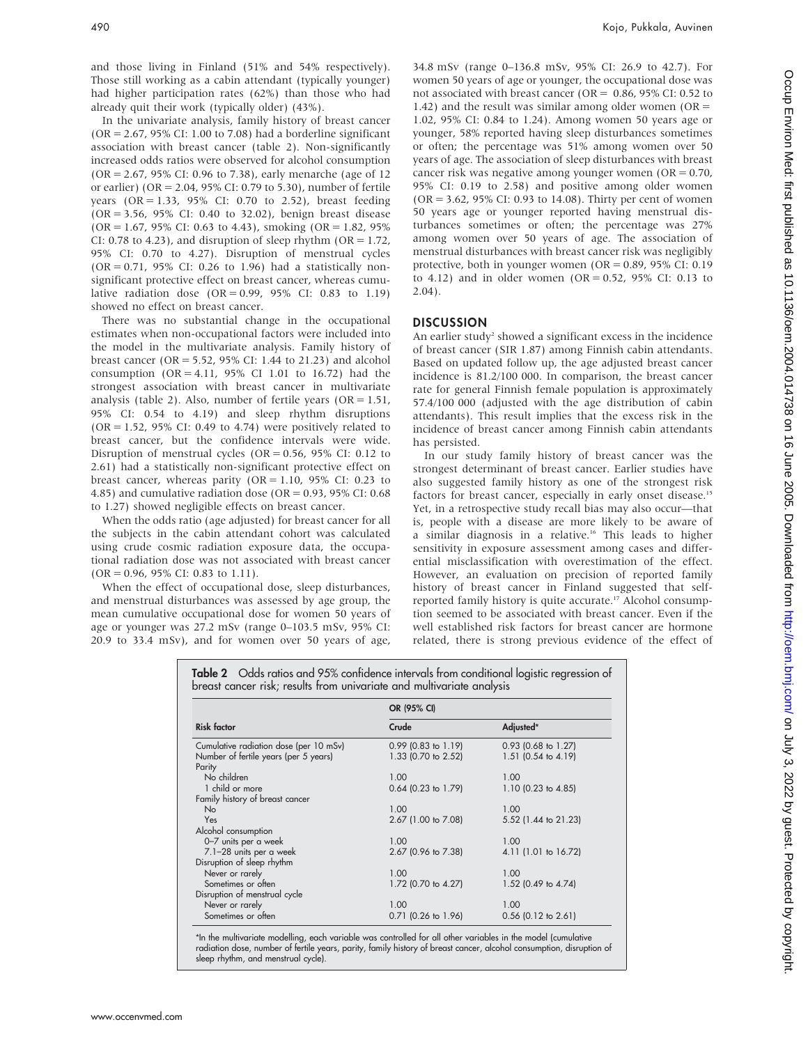and those living in Finland (51% and 54% respectively). Those still working as a cabin attendant (typically younger) had higher participation rates (62%) than those who had already quit their work (typically older) (43%).

In the univariate analysis, family history of breast cancer (OR = 2.67, 95% CI: 1.00 to 7.08) had a borderline significant association with breast cancer (table 2). Non-significantly increased odds ratios were observed for alcohol consumption (OR = 2.67, 95% CI: 0.96 to 7.38), early menarche (age of 12 or earlier) (OR = 2.04, 95% CI: 0.79 to 5.30), number of fertile years (OR = 1.33, 95% CI: 0.70 to 2.52), breast feeding (OR = 3.56, 95% CI: 0.40 to 32.02), benign breast disease (OR = 1.67, 95% CI: 0.63 to 4.43), smoking (OR = 1.82, 95% CI: 0.78 to 4.23), and disruption of sleep rhythm (OR = 1.72, 95% CI: 0.70 to 4.27). Disruption of menstrual cycles (OR = 0.71, 95% CI: 0.26 to 1.96) had a statistically non-significant protective effect on breast cancer, whereas cumulative radiation dose (OR = 0.99, 95% CI: 0.83 to 1.19) showed no effect on breast cancer.

There was no substantial change in the occupational estimates when non-occupational factors were included into the model in the multivariate analysis. Family history of breast cancer (OR = 5.52, 95% CI: 1.44 to 21.23) and alcohol consumption (OR = 4.11, 95% CI 1.01 to 16.72) had the strongest association with breast cancer in multivariate analysis (table 2). Also, number of fertile years (OR = 1.51, 95% CI: 0.54 to 4.19) and sleep rhythm disruptions (OR = 1.52, 95% CI: 0.49 to 4.74) were positively related to breast cancer, but the confidence intervals were wide. Disruption of menstrual cycles (OR = 0.56, 95% CI: 0.12 to 2.61) had a statistically non-significant protective effect on breast cancer, whereas parity (OR = 1.10, 95% CI: 0.23 to 4.85) and cumulative radiation dose (OR = 0.93, 95% CI: 0.68 to 1.27) showed negligible effects on breast cancer.

When the odds ratio (age adjusted) for breast cancer for all the subjects in the cabin attendant cohort was calculated using crude cosmic radiation exposure data, the occupational radiation dose was not associated with breast cancer (OR = 0.96, 95% CI: 0.83 to 1.11).

When the effect of occupational dose, sleep disturbances, and menstrual disturbances was assessed by age group, the mean cumulative occupational dose for women 50 years of age or younger was 27.2 mSv (range 0–103.5 mSv, 95% CI: 20.9 to 33.4 mSv), and for women over 50 years of age, 34.8 mSv (range 0–136.8 mSv, 95% CI: 26.9 to 42.7). For women 50 years of age or younger, the occupational dose was not associated with breast cancer (OR = 0.86, 95% CI: 0.52 to 1.42) and the result was similar among older women (OR = 1.02, 95% CI: 0.84 to 1.24). Among women 50 years age or younger, 58% reported having sleep disturbances sometimes or often; the percentage was 51% among women over 50 years of age. The association of sleep disturbances with breast cancer risk was negative among younger women (OR = 0.70, 95% CI: 0.19 to 2.58) and positive among older women (OR = 3.62, 95% CI: 0.93 to 14.08). Thirty per cent of women 50 years age or younger reported having menstrual disturbances sometimes or often; the percentage was 27% among women over 50 years of age. The association of menstrual disturbances with breast cancer risk was negligibly protective, both in younger women (OR = 0.89, 95% CI: 0.19 to 4.12) and in older women (OR = 0.52, 95% CI: 0.13 to 2.04).

## DISCUSSION

An earlier study[2] showed a significant excess in the incidence of breast cancer (SIR 1.87) among Finnish cabin attendants. Based on updated follow up, the age adjusted breast cancer incidence is 81.2/100 000. In comparison, the breast cancer rate for general Finnish female population is approximately 57.4/100 000 (adjusted with the age distribution of cabin attendants). This result implies that the excess risk in the incidence of breast cancer among Finnish cabin attendants has persisted.

In our study family history of breast cancer was the strongest determinant of breast cancer. Earlier studies have also suggested family history as one of the strongest risk factors for breast cancer, especially in early onset disease.[15] Yet, in a retrospective study recall bias may also occur—that is, people with a disease are more likely to be aware of a similar diagnosis in a relative.[16] This leads to higher sensitivity in exposure assessment among cases and differential misclassification with overestimation of the effect. However, an evaluation on precision of reported family history of breast cancer in Finland suggested that self-reported family history is quite accurate.[17] Alcohol consumption seemed to be associated with breast cancer. Even if the well established risk factors for breast cancer are hormone related, there is strong previous evidence of the effect of

**Table 2** Odds ratios and 95% confidence intervals from conditional logistic regression of breast cancer risk; results from univariate and multivariate analysis

| Risk factor | OR (95% CI) Crude | Adjusted* |
|---|---|---|
| Cumulative radiation dose (per 10 mSv) | 0.99 (0.83 to 1.19) | 0.93 (0.68 to 1.27) |
| Number of fertile years (per 5 years) | 1.33 (0.70 to 2.52) | 1.51 (0.54 to 4.19) |
| Parity | | |
| No children | 1.00 | 1.00 |
| 1 child or more | 0.64 (0.23 to 1.79) | 1.10 (0.23 to 4.85) |
| Family history of breast cancer | | |
| No | 1.00 | 1.00 |
| Yes | 2.67 (1.00 to 7.08) | 5.52 (1.44 to 21.23) |
| Alcohol consumption | | |
| 0–7 units per a week | 1.00 | 1.00 |
| 7.1–28 units per a week | 2.67 (0.96 to 7.38) | 4.11 (1.01 to 16.72) |
| Disruption of sleep rhythm | | |
| Never or rarely | 1.00 | 1.00 |
| Sometimes or often | 1.72 (0.70 to 4.27) | 1.52 (0.49 to 4.74) |
| Disruption of menstrual cycle | | |
| Never or rarely | 1.00 | 1.00 |
| Sometimes or often | 0.71 (0.26 to 1.96) | 0.56 (0.12 to 2.61) |

*In the multivariate modelling, each variable was controlled for all other variables in the model (cumulative radiation dose, number of fertile years, parity, family history of breast cancer, alcohol consumption, disruption of sleep rhythm, and menstrual cycle).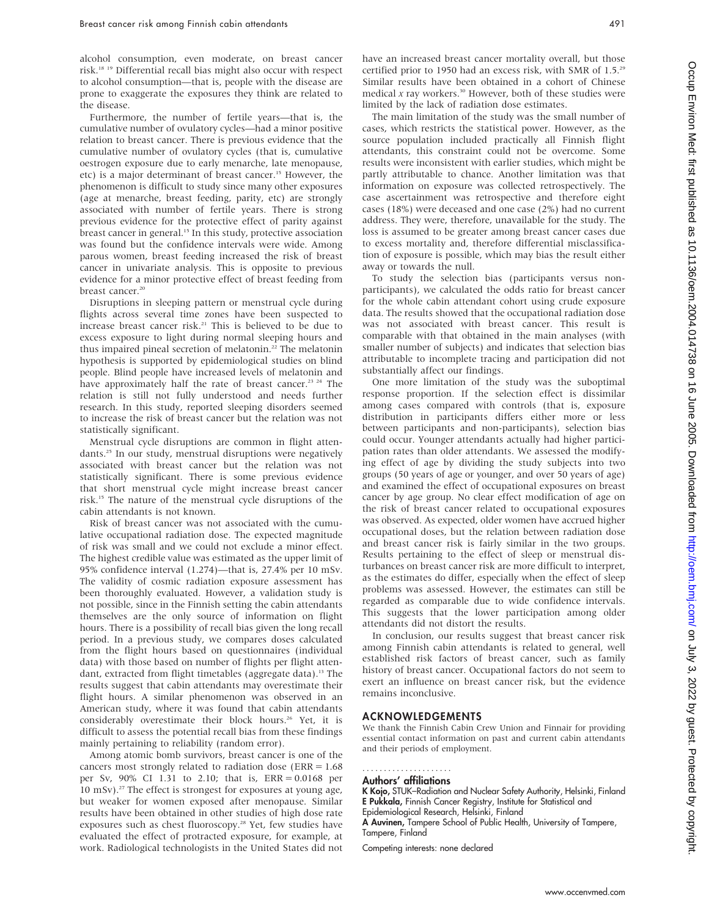alcohol consumption, even moderate, on breast cancer risk.[18 19] Differential recall bias might also occur with respect to alcohol consumption—that is, people with the disease are prone to exaggerate the exposures they think are related to the disease.

Furthermore, the number of fertile years—that is, the cumulative number of ovulatory cycles—had a minor positive relation to breast cancer. There is previous evidence that the cumulative number of ovulatory cycles (that is, cumulative oestrogen exposure due to early menarche, late menopause, etc) is a major determinant of breast cancer.[15] However, the phenomenon is difficult to study since many other exposures (age at menarche, breast feeding, parity, etc) are strongly associated with number of fertile years. There is strong previous evidence for the protective effect of parity against breast cancer in general.[15] In this study, protective association was found but the confidence intervals were wide. Among parous women, breast feeding increased the risk of breast cancer in univariate analysis. This is opposite to previous evidence for a minor protective effect of breast feeding from breast cancer.[20]

Disruptions in sleeping pattern or menstrual cycle during flights across several time zones have been suspected to increase breast cancer risk.[21] This is believed to be due to excess exposure to light during normal sleeping hours and thus impaired pineal secretion of melatonin.[22] The melatonin hypothesis is supported by epidemiological studies on blind people. Blind people have increased levels of melatonin and have approximately half the rate of breast cancer.[23 24] The relation is still not fully understood and needs further research. In this study, reported sleeping disorders seemed to increase the risk of breast cancer but the relation was not statistically significant.

Menstrual cycle disruptions are common in flight attendants.[25] In our study, menstrual disruptions were negatively associated with breast cancer but the relation was not statistically significant. There is some previous evidence that short menstrual cycle might increase breast cancer risk.[15] The nature of the menstrual cycle disruptions of the cabin attendants is not known.

Risk of breast cancer was not associated with the cumulative occupational radiation dose. The expected magnitude of risk was small and we could not exclude a minor effect. The highest credible value was estimated as the upper limit of 95% confidence interval (1.274)—that is, 27.4% per 10 mSv. The validity of cosmic radiation exposure assessment has been thoroughly evaluated. However, a validation study is not possible, since in the Finnish setting the cabin attendants themselves are the only source of information on flight hours. There is a possibility of recall bias given the long recall period. In a previous study, we compares doses calculated from the flight hours based on questionnaires (individual data) with those based on number of flights per flight attendant, extracted from flight timetables (aggregate data).[13] The results suggest that cabin attendants may overestimate their flight hours. A similar phenomenon was observed in an American study, where it was found that cabin attendants considerably overestimate their block hours.[26] Yet, it is difficult to assess the potential recall bias from these findings mainly pertaining to reliability (random error).

Among atomic bomb survivors, breast cancer is one of the cancers most strongly related to radiation dose (ERR = 1.68 per Sv, 90% CI 1.31 to 2.10; that is, ERR = 0.0168 per 10 mSv).[27] The effect is strongest for exposures at young age, but weaker for women exposed after menopause. Similar results have been obtained in other studies of high dose rate exposures such as chest fluoroscopy.[28] Yet, few studies have evaluated the effect of protracted exposure, for example, at work. Radiological technologists in the United States did not have an increased breast cancer mortality overall, but those certified prior to 1950 had an excess risk, with SMR of 1.5.[29] Similar results have been obtained in a cohort of Chinese medical *x* ray workers.[30] However, both of these studies were limited by the lack of radiation dose estimates.

The main limitation of the study was the small number of cases, which restricts the statistical power. However, as the source population included practically all Finnish flight attendants, this constraint could not be overcome. Some results were inconsistent with earlier studies, which might be partly attributable to chance. Another limitation was that information on exposure was collected retrospectively. The case ascertainment was retrospective and therefore eight cases (18%) were deceased and one case (2%) had no current address. They were, therefore, unavailable for the study. The loss is assumed to be greater among breast cancer cases due to excess mortality and, therefore differential misclassification of exposure is possible, which may bias the result either away or towards the null.

To study the selection bias (participants versus non-participants), we calculated the odds ratio for breast cancer for the whole cabin attendant cohort using crude exposure data. The results showed that the occupational radiation dose was not associated with breast cancer. This result is comparable with that obtained in the main analyses (with smaller number of subjects) and indicates that selection bias attributable to incomplete tracing and participation did not substantially affect our findings.

One more limitation of the study was the suboptimal response proportion. If the selection effect is dissimilar among cases compared with controls (that is, exposure distribution in participants differs either more or less between participants and non-participants), selection bias could occur. Younger attendants actually had higher participation rates than older attendants. We assessed the modifying effect of age by dividing the study subjects into two groups (50 years of age or younger, and over 50 years of age) and examined the effect of occupational exposures on breast cancer by age group. No clear effect modification of age on the risk of breast cancer related to occupational exposures was observed. As expected, older women have accrued higher occupational doses, but the relation between radiation dose and breast cancer risk is fairly similar in the two groups. Results pertaining to the effect of sleep or menstrual disturbances on breast cancer risk are more difficult to interpret, as the estimates do differ, especially when the effect of sleep problems was assessed. However, the estimates can still be regarded as comparable due to wide confidence intervals. This suggests that the lower participation among older attendants did not distort the results.

In conclusion, our results suggest that breast cancer risk among Finnish cabin attendants is related to general, well established risk factors of breast cancer, such as family history of breast cancer. Occupational factors do not seem to exert an influence on breast cancer risk, but the evidence remains inconclusive.

## ACKNOWLEDGEMENTS

We thank the Finnish Cabin Crew Union and Finnair for providing essential contact information on past and current cabin attendants and their periods of employment.

### Authors' affiliations

**K Kojo,** STUK–Radiation and Nuclear Safety Authority, Helsinki, Finland
**E Pukkala,** Finnish Cancer Registry, Institute for Statistical and Epidemiological Research, Helsinki, Finland
**A Auvinen,** Tampere School of Public Health, University of Tampere, Tampere, Finland

Competing interests: none declared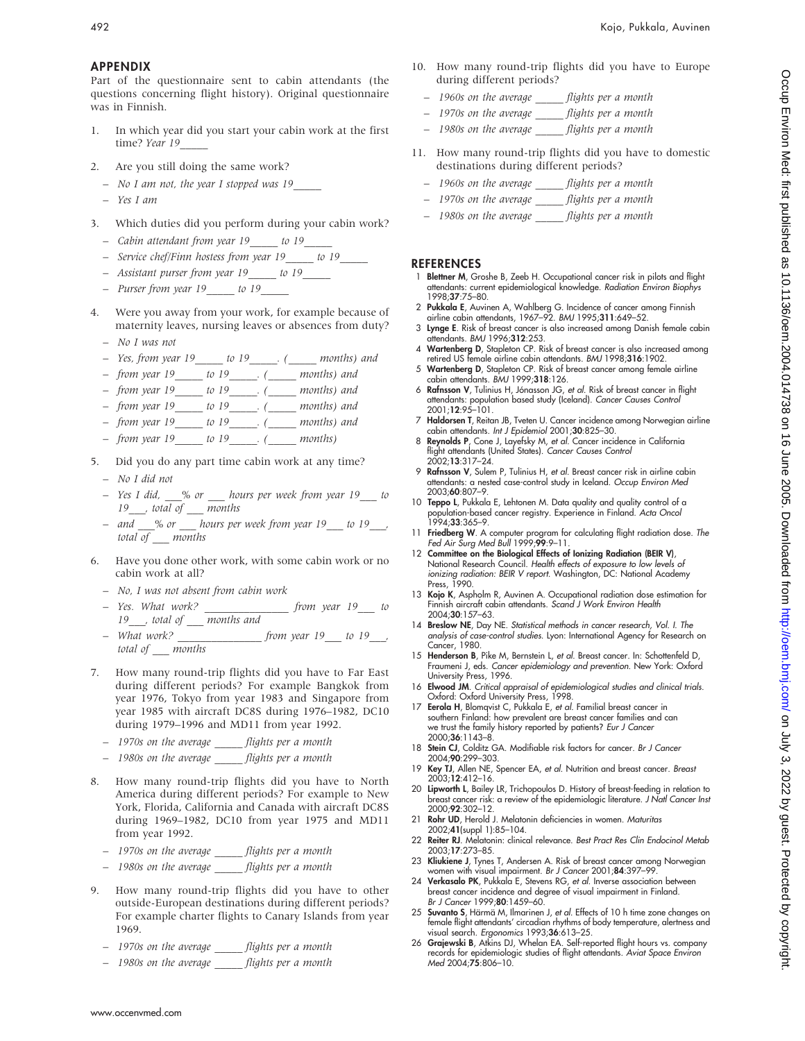## APPENDIX

Part of the questionnaire sent to cabin attendants (the questions concerning flight history). Original questionnaire was in Finnish.

1. In which year did you start your cabin work at the first time? *Year 19_____*

2. Are you still doing the same work?
   - *No I am not, the year I stopped was 19_____*
   - *Yes I am*

3. Which duties did you perform during your cabin work?
   - *Cabin attendant from year 19_____ to 19_____*
   - *Service chef/Finn hostess from year 19_____ to 19_____*
   - *Assistant purser from year 19_____ to 19_____*
   - *Purser from year 19_____ to 19_____*

4. Were you away from your work, for example because of maternity leaves, nursing leaves or absences from duty?
   - *No I was not*
   - *Yes, from year 19_____ to 19_____. (_____ months) and*
   - *from year 19_____ to 19_____. (_____ months) and*
   - *from year 19_____ to 19_____. (_____ months) and*
   - *from year 19_____ to 19_____. (_____ months) and*
   - *from year 19_____ to 19_____. (_____ months) and*
   - *from year 19_____ to 19_____. (_____ months)*

5. Did you do any part time cabin work at any time?
   - *No I did not*
   - *Yes I did, ___% or ___ hours per week from year 19___ to 19___, total of ___ months*
   - *and ___% or ___ hours per week from year 19___ to 19___, total of ___ months*

6. Have you done other work, with some cabin work or no cabin work at all?
   - *No, I was not absent from cabin work*
   - *Yes. What work? ________________ from year 19___ to 19___, total of ___ months and*
   - *What work? ________________ from year 19___ to 19___, total of ___ months*

7. How many round-trip flights did you have to Far East during different periods? For example Bangkok from year 1976, Tokyo from year 1983 and Singapore from year 1985 with aircraft DC8S during 1976–1982, DC10 during 1979–1996 and MD11 from year 1992.
   - *1970s on the average _____ flights per a month*
   - *1980s on the average _____ flights per a month*

8. How many round-trip flights did you have to North America during different periods? For example to New York, Florida, California and Canada with aircraft DC8S during 1969–1982, DC10 from year 1975 and MD11 from year 1992.
   - *1970s on the average _____ flights per a month*
   - *1980s on the average _____ flights per a month*

9. How many round-trip flights did you have to other outside-European destinations during different periods? For example charter flights to Canary Islands from year 1969.
   - *1970s on the average _____ flights per a month*
   - *1980s on the average _____ flights per a month*

10. How many round-trip flights did you have to Europe during different periods?
    - *1960s on the average _____ flights per a month*
    - *1970s on the average _____ flights per a month*
    - *1980s on the average _____ flights per a month*

11. How many round-trip flights did you have to domestic destinations during different periods?
    - *1960s on the average _____ flights per a month*
    - *1970s on the average _____ flights per a month*
    - *1980s on the average _____ flights per a month*

## REFERENCES

1. **Blettner M**, Groshe B, Zeeb H. Occupational cancer risk in pilots and flight attendants: current epidemiological knowledge. *Radiation Environ Biophys* 1998;**37**:75–80.
2. **Pukkala E**, Auvinen A, Wahlberg G. Incidence of cancer among Finnish airline cabin attendants, 1967–92. *BMJ* 1995;**311**:649–52.
3. **Lynge E**. Risk of breast cancer is also increased among Danish female cabin attendants. *BMJ* 1996;**312**:253.
4. **Wartenberg D**, Stapleton CP. Risk of breast cancer is also increased among retired US female airline cabin attendants. *BMJ* 1998;**316**:1902.
5. **Wartenberg D**, Stapleton CP. Risk of breast cancer among female airline cabin attendants. *BMJ* 1999;**318**:126.
6. **Rafnsson V**, Tulinius H, Jónasson JG, *et al*. Risk of breast cancer in flight attendants: population based study (Iceland). *Cancer Causes Control* 2001;**12**:95–101.
7. **Haldorsen T**, Reitan JB, Tveten U. Cancer incidence among Norwegian airline cabin attendants. *Int J Epidemiol* 2001;**30**:825–30.
8. **Reynolds P**, Cone J, Layefsky M, *et al*. Cancer incidence in California flight attendants (United States). *Cancer Causes Control* 2002;**13**:317–24.
9. **Rafnsson V**, Sulem P, Tulinius H, *et al*. Breast cancer risk in airline cabin attendants: a nested case-control study in Iceland. *Occup Environ Med* 2003;**60**:807–9.
10. **Teppo L**, Pukkala E, Lehtonen M. Data quality and quality control of a population-based cancer registry. Experience in Finland. *Acta Oncol* 1994;**33**:365–9.
11. **Friedberg W**. A computer program for calculating flight radiation dose. *The Fed Air Surg Med Bull* 1999;**99**:9–11.
12. **Committee on the Biological Effects of Ionizing Radiation (BEIR V)**, National Research Council. *Health effects of exposure to low levels of ionizing radiation: BEIR V report*. Washington, DC: National Academy Press, 1990.
13. **Kojo K**, Aspholm R, Auvinen A. Occupational radiation dose estimation for Finnish aircraft cabin attendants. *Scand J Work Environ Health* 2004;**30**:157–63.
14. **Breslow NE**, Day NE. *Statistical methods in cancer research, Vol. I. The analysis of case-control studies*. Lyon: International Agency for Research on Cancer, 1980.
15. **Henderson B**, Pike M, Bernstein L, *et al*. Breast cancer. In: Schottenfeld D, Fraumeni J, eds. *Cancer epidemiology and prevention*. New York: Oxford University Press, 1996.
16. **Elwood JM**. *Critical appraisal of epidemiological studies and clinical trials*. Oxford: Oxford University Press, 1998.
17. **Eerola H**, Blomqvist C, Pukkala E, *et al*. Familial breast cancer in southern Finland: how prevalent are breast cancer families and can we trust the family history reported by patients? *Eur J Cancer* 2000;**36**:1143–8.
18. **Stein CJ**, Colditz GA. Modifiable risk factors for cancer. *Br J Cancer* 2004;**90**:299–303.
19. **Key TJ**, Allen NE, Spencer EA, *et al*. Nutrition and breast cancer. *Breast* 2003;**12**:412–16.
20. **Lipworth L**, Bailey LR, Trichopoulos D. History of breast-feeding in relation to breast cancer risk: a review of the epidemiologic literature. *J Natl Cancer Inst* 2000;**92**:302–12.
21. **Rohr UD**, Herold J. Melatonin deficiencies in women. *Maturitas* 2002;**41**(suppl 1):85–104.
22. **Reiter RJ**. Melatonin: clinical relevance. *Best Pract Res Clin Endocinol Metab* 2003;**17**:273–85.
23. **Kliukiene J**, Tynes T, Andersen A. Risk of breast cancer among Norwegian women with visual impairment. *Br J Cancer* 2001;**84**:397–99.
24. **Verkasalo PK**, Pukkala E, Stevens RG, *et al*. Inverse association between breast cancer incidence and degree of visual impairment in Finland. *Br J Cancer* 1999;**80**:1459–60.
25. **Suvanto S**, Härmä M, Ilmarinen J, *et al*. Effects of 10 h time zone changes on female flight attendants' circadian rhythms of body temperature, alertness and visual search. *Ergonomics* 1993;**36**:613–25.
26. **Grajewski B**, Atkins DJ, Whelan EA. Self-reported flight hours vs. company records for epidemiologic studies of flight attendants. *Aviat Space Environ Med* 2004;**75**:806–10.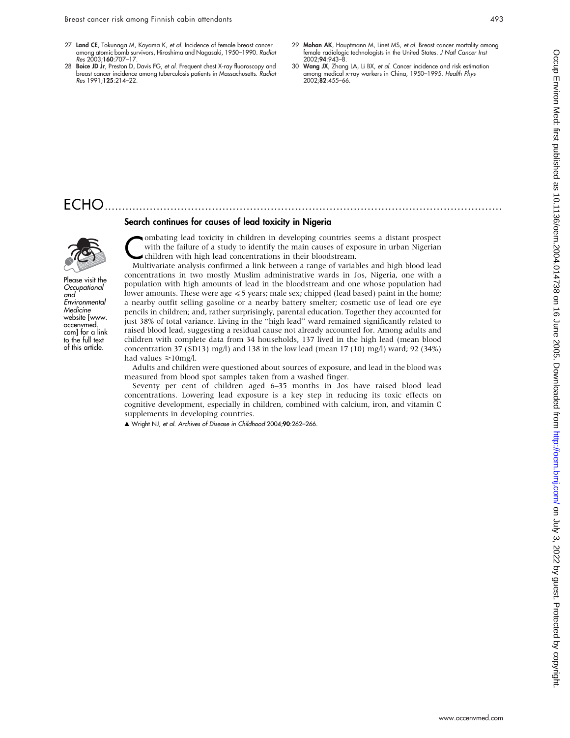27 **Land CE**, Tokunaga M, Koyama K, *et al*. Incidence of female breast cancer among atomic bomb survivors, Hiroshima and Nagasaki, 1950–1990. *Radiat Res* 2003;**160**:707–17.

28 **Boice JD Jr**, Preston D, Davis FG, *et al*. Frequent chest X-ray fluoroscopy and breast cancer incidence among tuberculosis patients in Massachusetts. *Radiat Res* 1991;**125**:214–22.

29 **Mohan AK**, Hauptmann M, Linet MS, *et al*. Breast cancer mortality among female radiologic technologists in the United States. *J Natl Cancer Inst* 2002;**94**:943–8.

30 **Wang JX**, Zhang LA, Li BX, *et al*. Cancer incidence and risk estimation among medical x-ray workers in China, 1950–1995. *Health Phys* 2002;**82**:455–66.

# ECHO

## Search continues for causes of lead toxicity in Nigeria

Please visit the *Occupational and Environmental Medicine* website [www.occenvmed.com] for a link to the full text of this article.

Combating lead toxicity in children in developing countries seems a distant prospect with the failure of a study to identify the main causes of exposure in urban Nigerian children with high lead concentrations in their bloodstream.

Multivariate analysis confirmed a link between a range of variables and high blood lead concentrations in two mostly Muslim administrative wards in Jos, Nigeria, one with a population with high amounts of lead in the bloodstream and one whose population had lower amounts. These were age $\leqslant$5 years; male sex; chipped (lead based) paint in the home; a nearby outfit selling gasoline or a nearby battery smelter; cosmetic use of lead ore eye pencils in children; and, rather surprisingly, parental education. Together they accounted for just 38% of total variance. Living in the "high lead" ward remained significantly related to raised blood lead, suggesting a residual cause not already accounted for. Among adults and children with complete data from 34 households, 137 lived in the high lead (mean blood concentration 37 (SD13) mg/l) and 138 in the low lead (mean 17 (10) mg/l) ward; 92 (34%) had values $\geqslant$10mg/l.

Adults and children were questioned about sources of exposure, and lead in the blood was measured from blood spot samples taken from a washed finger.

Seventy per cent of children aged 6–35 months in Jos have raised blood lead concentrations. Lowering lead exposure is a key step in reducing its toxic effects on cognitive development, especially in children, combined with calcium, iron, and vitamin C supplements in developing countries.

▲ Wright NJ, *et al*. *Archives of Disease in Childhood* 2004;**90**:262–266.